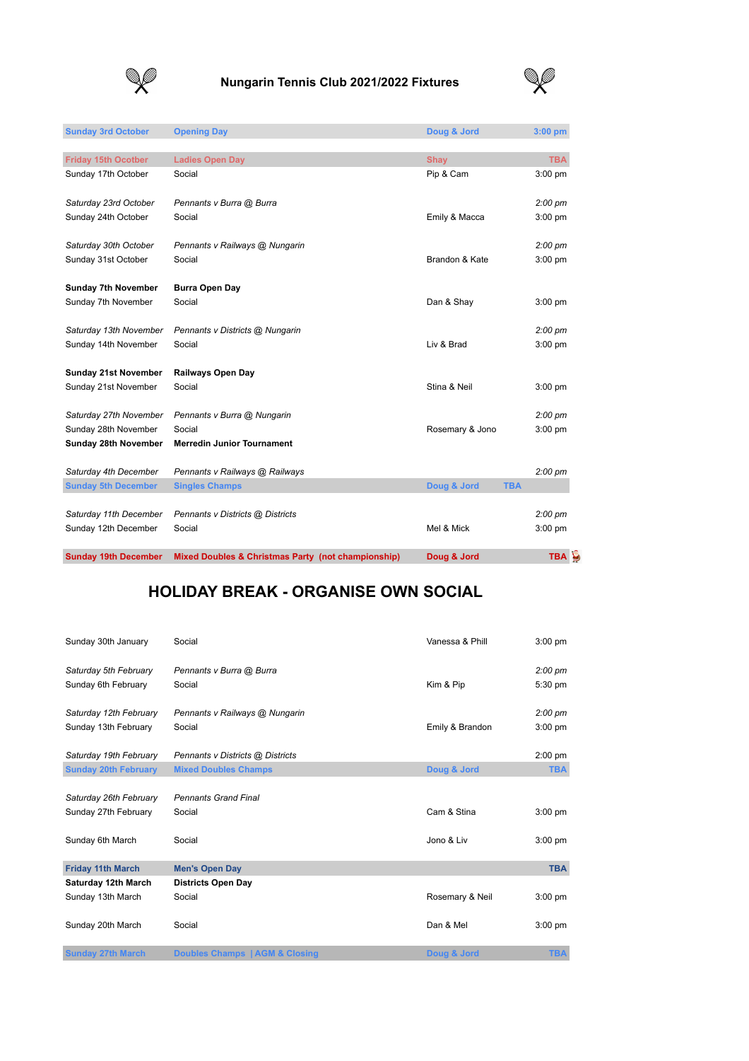# Nungarin Tennis Club 2021/2022 Fixtures

| Date | Event | Host | Time |
|---|---|---|---|
| **Sunday 3rd October** | **Opening Day** | **Doug & Jord** | **3:00 pm** |
| | | | |
| **Friday 15th Ocotber** | **Ladies Open Day** | **Shay** | **TBA** |
| Sunday 17th October | Social | Pip & Cam | 3:00 pm |
| | | | |
| *Saturday 23rd October* | *Pennants v Burra @ Burra* | | *2:00 pm* |
| Sunday 24th October | Social | Emily & Macca | 3:00 pm |
| | | | |
| *Saturday 30th October* | *Pennants v Railways @ Nungarin* | | *2:00 pm* |
| Sunday 31st October | Social | Brandon & Kate | 3:00 pm |
| | | | |
| **Sunday 7th November** | **Burra Open Day** | | |
| Sunday 7th November | Social | Dan & Shay | 3:00 pm |
| | | | |
| *Saturday 13th November* | *Pennants v Districts @ Nungarin* | | *2:00 pm* |
| Sunday 14th November | Social | Liv & Brad | 3:00 pm |
| | | | |
| **Sunday 21st November** | **Railways Open Day** | | |
| Sunday 21st November | Social | Stina & Neil | 3:00 pm |
| | | | |
| *Saturday 27th November* | *Pennants v Burra @ Nungarin* | | *2:00 pm* |
| Sunday 28th November | Social | Rosemary & Jono | 3:00 pm |
| **Sunday 28th November** | **Merredin Junior Tournament** | | |
| | | | |
| *Saturday 4th December* | *Pennants v Railways @ Railways* | | *2:00 pm* |
| **Sunday 5th December** | **Singles Champs** | **Doug & Jord** | **TBA** |
| | | | |
| *Saturday 11th December* | *Pennants v Districts @ Districts* | | *2:00 pm* |
| Sunday 12th December | Social | Mel & Mick | 3:00 pm |
| | | | |
| **Sunday 19th December** | **Mixed Doubles & Christmas Party (not championship)** | **Doug & Jord** | **TBA** |

## HOLIDAY BREAK - ORGANISE OWN SOCIAL

| Date | Event | Host | Time |
|---|---|---|---|
| Sunday 30th January | Social | Vanessa & Phill | 3:00 pm |
| | | | |
| *Saturday 5th February* | *Pennants v Burra @ Burra* | | *2:00 pm* |
| Sunday 6th February | Social | Kim & Pip | 5:30 pm |
| | | | |
| *Saturday 12th February* | *Pennants v Railways @ Nungarin* | | *2:00 pm* |
| Sunday 13th February | Social | Emily & Brandon | 3:00 pm |
| | | | |
| *Saturday 19th February* | *Pennants v Districts @ Districts* | | 2:00 pm |
| **Sunday 20th February** | **Mixed Doubles Champs** | **Doug & Jord** | **TBA** |
| | | | |
| *Saturday 26th February* | *Pennants Grand Final* | | |
| Sunday 27th February | Social | Cam & Stina | 3:00 pm |
| | | | |
| Sunday 6th March | Social | Jono & Liv | 3:00 pm |
| | | | |
| **Friday 11th March** | **Men's Open Day** | | **TBA** |
| **Saturday 12th March** | **Districts Open Day** | | |
| Sunday 13th March | Social | Rosemary & Neil | 3:00 pm |
| | | | |
| Sunday 20th March | Social | Dan & Mel | 3:00 pm |
| | | | |
| **Sunday 27th March** | **Doubles Champs \| AGM & Closing** | **Doug & Jord** | **TBA** |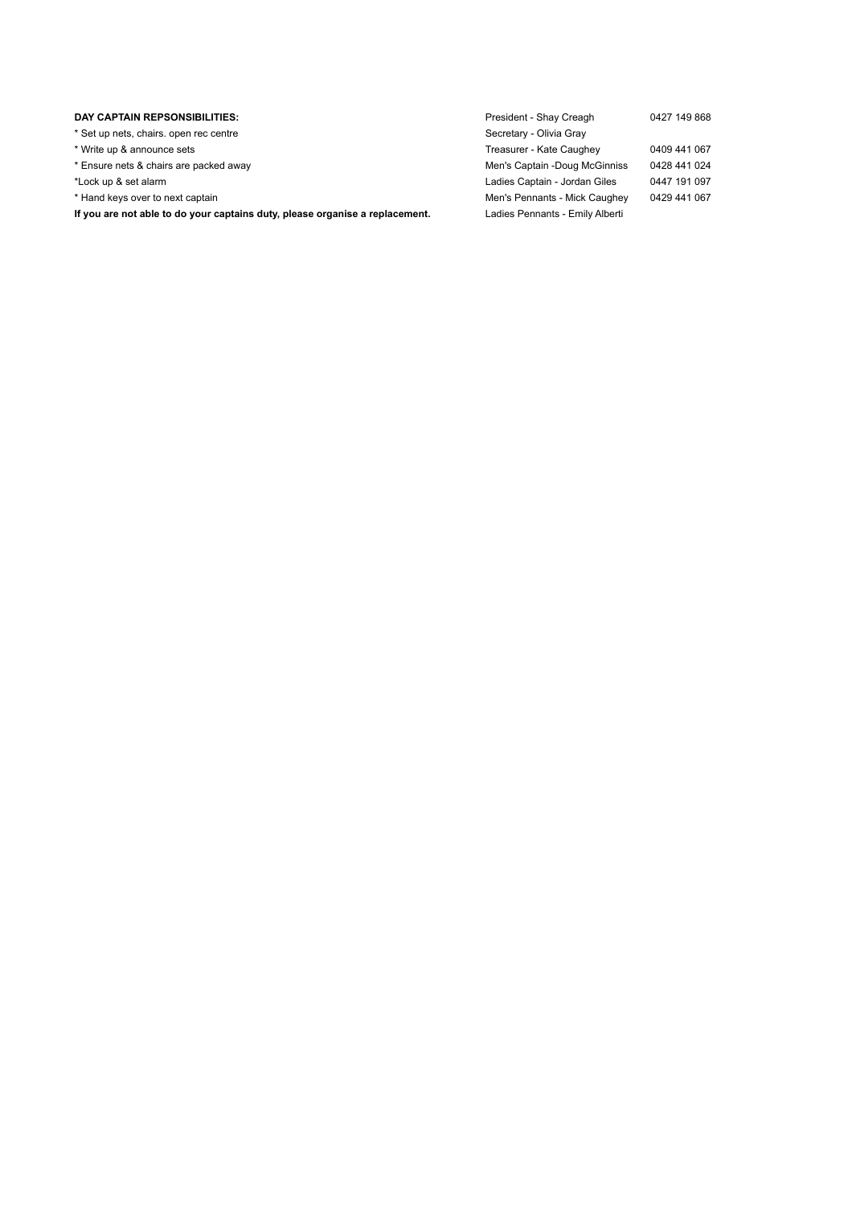**DAY CAPTAIN REPSONSIBILITIES:**

* Set up nets, chairs. open rec centre
* Write up & announce sets
* Ensure nets & chairs are packed away
*Lock up & set alarm
* Hand keys over to next captain

**If you are not able to do your captains duty, please organise a replacement.**

| | |
|---|---|
| President - Shay Creagh | 0427 149 868 |
| Secretary - Olivia Gray | |
| Treasurer - Kate Caughey | 0409 441 067 |
| Men's Captain -Doug McGinniss | 0428 441 024 |
| Ladies Captain - Jordan Giles | 0447 191 097 |
| Men's Pennants - Mick Caughey | 0429 441 067 |
| Ladies Pennants - Emily Alberti | |